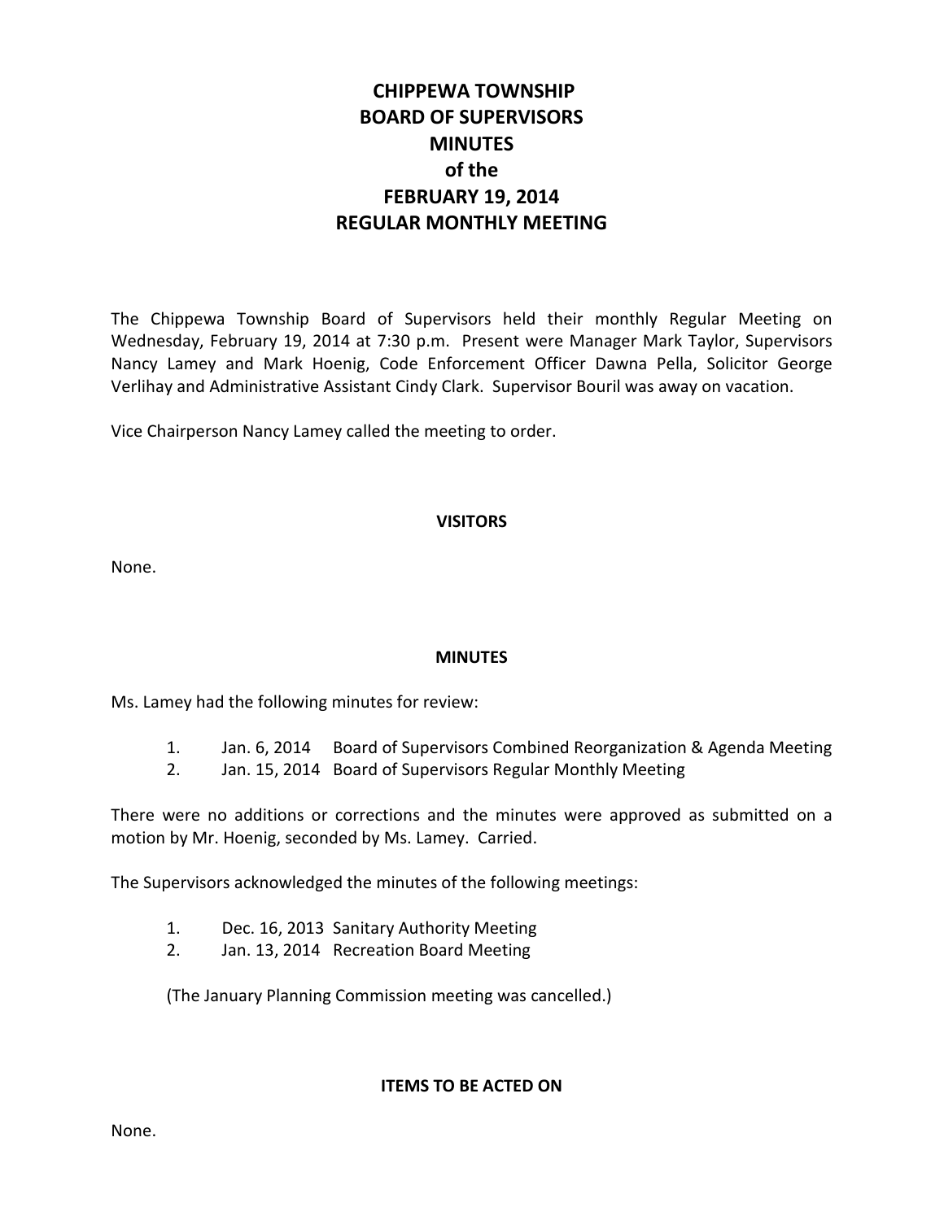# CHIPPEWA TOWNSHIP
# BOARD OF SUPERVISORS
# MINUTES
# of the
# FEBRUARY 19, 2014
# REGULAR MONTHLY MEETING

The Chippewa Township Board of Supervisors held their monthly Regular Meeting on Wednesday, February 19, 2014 at 7:30 p.m. Present were Manager Mark Taylor, Supervisors Nancy Lamey and Mark Hoenig, Code Enforcement Officer Dawna Pella, Solicitor George Verlihay and Administrative Assistant Cindy Clark. Supervisor Bouril was away on vacation.

Vice Chairperson Nancy Lamey called the meeting to order.

**VISITORS**

None.

**MINUTES**

Ms. Lamey had the following minutes for review:

1. Jan. 6, 2014 Board of Supervisors Combined Reorganization & Agenda Meeting
2. Jan. 15, 2014 Board of Supervisors Regular Monthly Meeting

There were no additions or corrections and the minutes were approved as submitted on a motion by Mr. Hoenig, seconded by Ms. Lamey. Carried.

The Supervisors acknowledged the minutes of the following meetings:

1. Dec. 16, 2013 Sanitary Authority Meeting
2. Jan. 13, 2014 Recreation Board Meeting

(The January Planning Commission meeting was cancelled.)

**ITEMS TO BE ACTED ON**

None.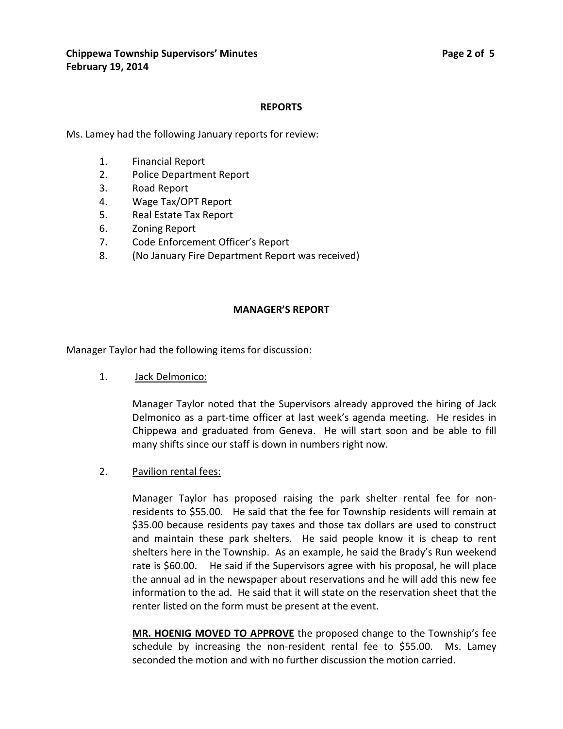## REPORTS

Ms. Lamey had the following January reports for review:

1. Financial Report
2. Police Department Report
3. Road Report
4. Wage Tax/OPT Report
5. Real Estate Tax Report
6. Zoning Report
7. Code Enforcement Officer's Report
8. (No January Fire Department Report was received)

## MANAGER'S REPORT

Manager Taylor had the following items for discussion:

1. Jack Delmonico:

   Manager Taylor noted that the Supervisors already approved the hiring of Jack Delmonico as a part-time officer at last week's agenda meeting. He resides in Chippewa and graduated from Geneva. He will start soon and be able to fill many shifts since our staff is down in numbers right now.

2. Pavilion rental fees:

   Manager Taylor has proposed raising the park shelter rental fee for non-residents to $55.00. He said that the fee for Township residents will remain at $35.00 because residents pay taxes and those tax dollars are used to construct and maintain these park shelters. He said people know it is cheap to rent shelters here in the Township. As an example, he said the Brady's Run weekend rate is $60.00. He said if the Supervisors agree with his proposal, he will place the annual ad in the newspaper about reservations and he will add this new fee information to the ad. He said that it will state on the reservation sheet that the renter listed on the form must be present at the event.

   **MR. HOENIG MOVED TO APPROVE** the proposed change to the Township's fee schedule by increasing the non-resident rental fee to $55.00. Ms. Lamey seconded the motion and with no further discussion the motion carried.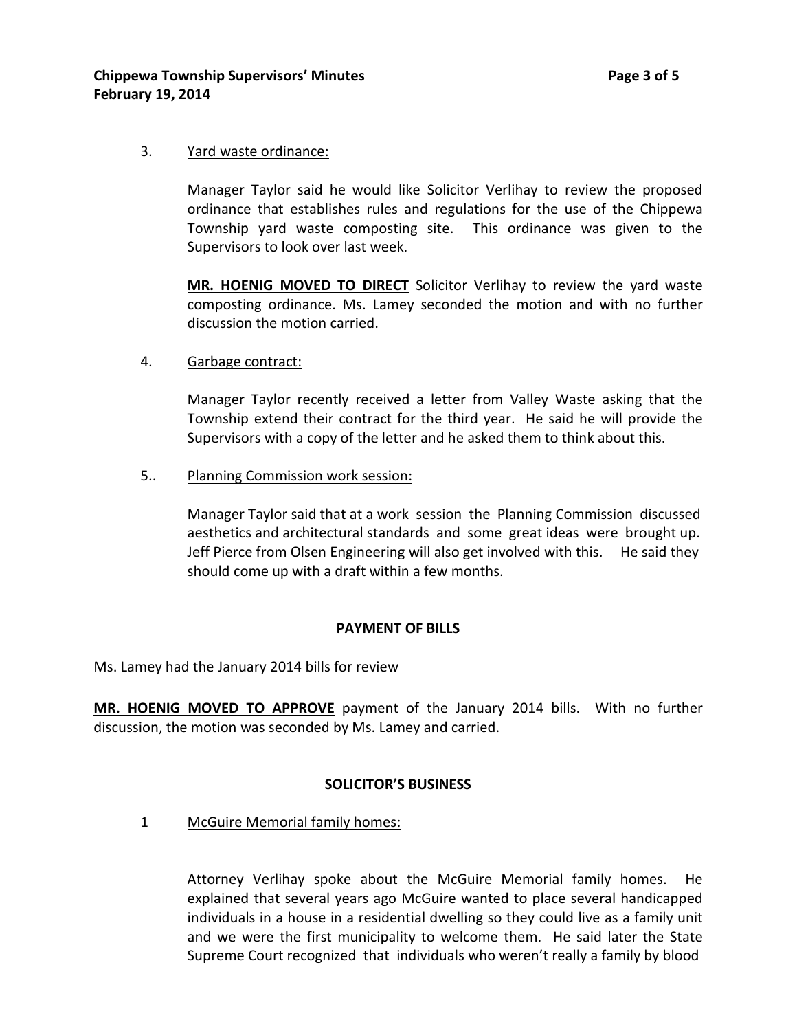3. Yard waste ordinance:

Manager Taylor said he would like Solicitor Verlihay to review the proposed ordinance that establishes rules and regulations for the use of the Chippewa Township yard waste composting site. This ordinance was given to the Supervisors to look over last week.

**MR. HOENIG MOVED TO DIRECT** Solicitor Verlihay to review the yard waste composting ordinance. Ms. Lamey seconded the motion and with no further discussion the motion carried.

4. Garbage contract:

Manager Taylor recently received a letter from Valley Waste asking that the Township extend their contract for the third year. He said he will provide the Supervisors with a copy of the letter and he asked them to think about this.

5.. Planning Commission work session:

Manager Taylor said that at a work session the Planning Commission discussed aesthetics and architectural standards and some great ideas were brought up. Jeff Pierce from Olsen Engineering will also get involved with this. He said they should come up with a draft within a few months.

## PAYMENT OF BILLS

Ms. Lamey had the January 2014 bills for review

**MR. HOENIG MOVED TO APPROVE** payment of the January 2014 bills. With no further discussion, the motion was seconded by Ms. Lamey and carried.

## SOLICITOR'S BUSINESS

1 McGuire Memorial family homes:

Attorney Verlihay spoke about the McGuire Memorial family homes. He explained that several years ago McGuire wanted to place several handicapped individuals in a house in a residential dwelling so they could live as a family unit and we were the first municipality to welcome them. He said later the State Supreme Court recognized that individuals who weren't really a family by blood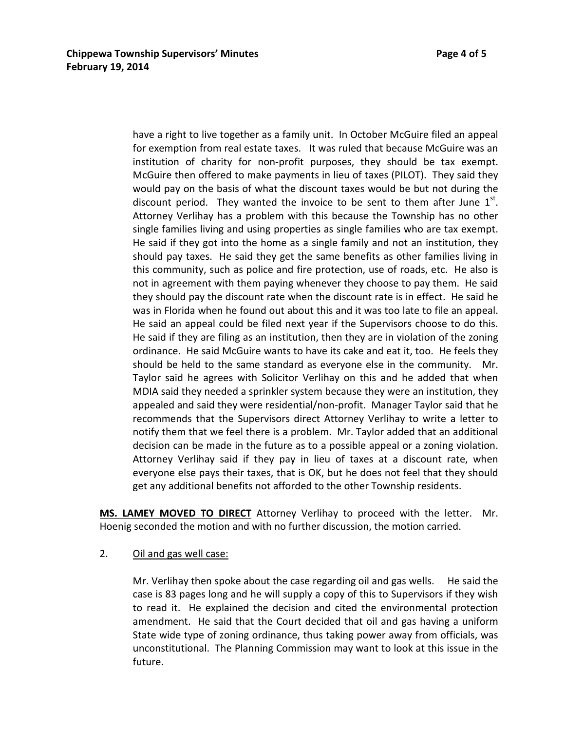have a right to live together as a family unit. In October McGuire filed an appeal for exemption from real estate taxes. It was ruled that because McGuire was an institution of charity for non-profit purposes, they should be tax exempt. McGuire then offered to make payments in lieu of taxes (PILOT). They said they would pay on the basis of what the discount taxes would be but not during the discount period. They wanted the invoice to be sent to them after June 1st. Attorney Verlihay has a problem with this because the Township has no other single families living and using properties as single families who are tax exempt. He said if they got into the home as a single family and not an institution, they should pay taxes. He said they get the same benefits as other families living in this community, such as police and fire protection, use of roads, etc. He also is not in agreement with them paying whenever they choose to pay them. He said they should pay the discount rate when the discount rate is in effect. He said he was in Florida when he found out about this and it was too late to file an appeal. He said an appeal could be filed next year if the Supervisors choose to do this. He said if they are filing as an institution, then they are in violation of the zoning ordinance. He said McGuire wants to have its cake and eat it, too. He feels they should be held to the same standard as everyone else in the community. Mr. Taylor said he agrees with Solicitor Verlihay on this and he added that when MDIA said they needed a sprinkler system because they were an institution, they appealed and said they were residential/non-profit. Manager Taylor said that he recommends that the Supervisors direct Attorney Verlihay to write a letter to notify them that we feel there is a problem. Mr. Taylor added that an additional decision can be made in the future as to a possible appeal or a zoning violation. Attorney Verlihay said if they pay in lieu of taxes at a discount rate, when everyone else pays their taxes, that is OK, but he does not feel that they should get any additional benefits not afforded to the other Township residents.

**MS. LAMEY MOVED TO DIRECT** Attorney Verlihay to proceed with the letter. Mr. Hoenig seconded the motion and with no further discussion, the motion carried.

2. Oil and gas well case:

Mr. Verlihay then spoke about the case regarding oil and gas wells. He said the case is 83 pages long and he will supply a copy of this to Supervisors if they wish to read it. He explained the decision and cited the environmental protection amendment. He said that the Court decided that oil and gas having a uniform State wide type of zoning ordinance, thus taking power away from officials, was unconstitutional. The Planning Commission may want to look at this issue in the future.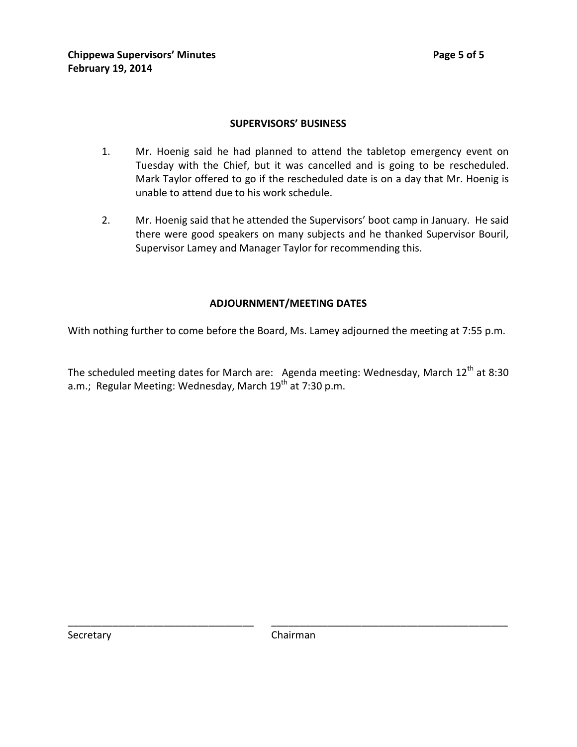## SUPERVISORS' BUSINESS

1. Mr. Hoenig said he had planned to attend the tabletop emergency event on Tuesday with the Chief, but it was cancelled and is going to be rescheduled. Mark Taylor offered to go if the rescheduled date is on a day that Mr. Hoenig is unable to attend due to his work schedule.

2. Mr. Hoenig said that he attended the Supervisors' boot camp in January. He said there were good speakers on many subjects and he thanked Supervisor Bouril, Supervisor Lamey and Manager Taylor for recommending this.

## ADJOURNMENT/MEETING DATES

With nothing further to come before the Board, Ms. Lamey adjourned the meeting at 7:55 p.m.

The scheduled meeting dates for March are: Agenda meeting: Wednesday, March 12th at 8:30 a.m.; Regular Meeting: Wednesday, March 19th at 7:30 p.m.

\_\_\_\_\_\_\_\_\_\_\_\_\_\_\_\_\_\_\_\_\_\_\_\_\_\_\_\_\_\_\_\_ \_\_\_\_\_\_\_\_\_\_\_\_\_\_\_\_\_\_\_\_\_\_\_\_\_\_\_\_\_\_\_\_

Secretary Chairman